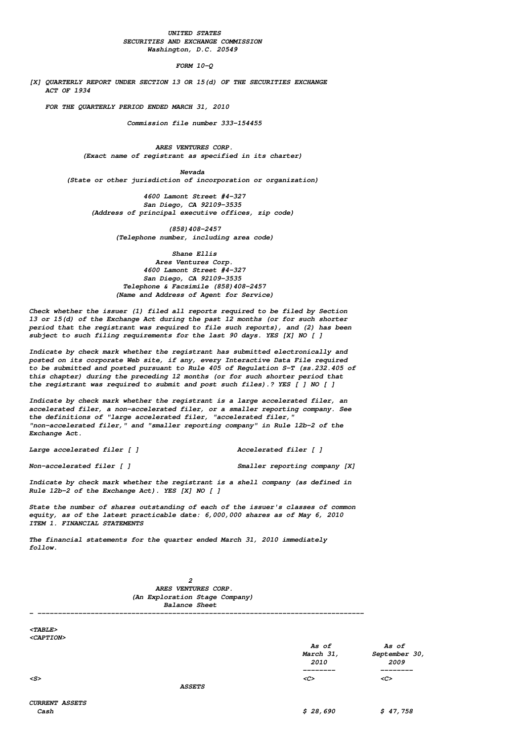UNITED STATES
SECURITIES AND EXCHANGE COMMISSION
Washington, D.C. 20549

# FORM 10-Q

[X] QUARTERLY REPORT UNDER SECTION 13 OR 15(d) OF THE SECURITIES EXCHANGE ACT OF 1934

FOR THE QUARTERLY PERIOD ENDED MARCH 31, 2010

Commission file number 333-154455

## ARES VENTURES CORP.
(Exact name of registrant as specified in its charter)

Nevada
(State or other jurisdiction of incorporation or organization)

4600 Lamont Street #4-327
San Diego, CA 92109-3535
(Address of principal executive offices, zip code)

(858)408-2457
(Telephone number, including area code)

Shane Ellis
Ares Ventures Corp.
4600 Lamont Street #4-327
San Diego, CA 92109-3535
Telephone & Facsimile (858)408-2457
(Name and Address of Agent for Service)

Check whether the issuer (1) filed all reports required to be filed by Section 13 or 15(d) of the Exchange Act during the past 12 months (or for such shorter period that the registrant was required to file such reports), and (2) has been subject to such filing requirements for the last 90 days. YES [X] NO [ ]

Indicate by check mark whether the registrant has submitted electronically and posted on its corporate Web site, if any, every Interactive Data File required to be submitted and posted pursuant to Rule 405 of Regulation S-T (ss.232.405 of this chapter) during the preceding 12 months (or for such shorter period that the registrant was required to submit and post such files).? YES [ ] NO [ ]

Indicate by check mark whether the registrant is a large accelerated filer, an accelerated filer, a non-accelerated filer, or a smaller reporting company. See the definitions of "large accelerated filer, "accelerated filer," "non-accelerated filer," and "smaller reporting company" in Rule 12b-2 of the Exchange Act.

Large accelerated filer [ ]                    Accelerated filer [ ]

Non-accelerated filer [ ]                    Smaller reporting company [X]

Indicate by check mark whether the registrant is a shell company (as defined in Rule 12b-2 of the Exchange Act). YES [X] NO [ ]

State the number of shares outstanding of each of the issuer's classes of common equity, as of the latest practicable date: 6,000,000 shares as of May 6, 2010

## ITEM 1. FINANCIAL STATEMENTS

The financial statements for the quarter ended March 31, 2010 immediately follow.

## ARES VENTURES CORP.
(An Exploration Stage Company)
Balance Sheet

| | As of March 31, 2010 | As of September 30, 2009 |
|---|---|---|
| ASSETS | | |
| CURRENT ASSETS | | |
| Cash | $ 28,690 | $ 47,758 |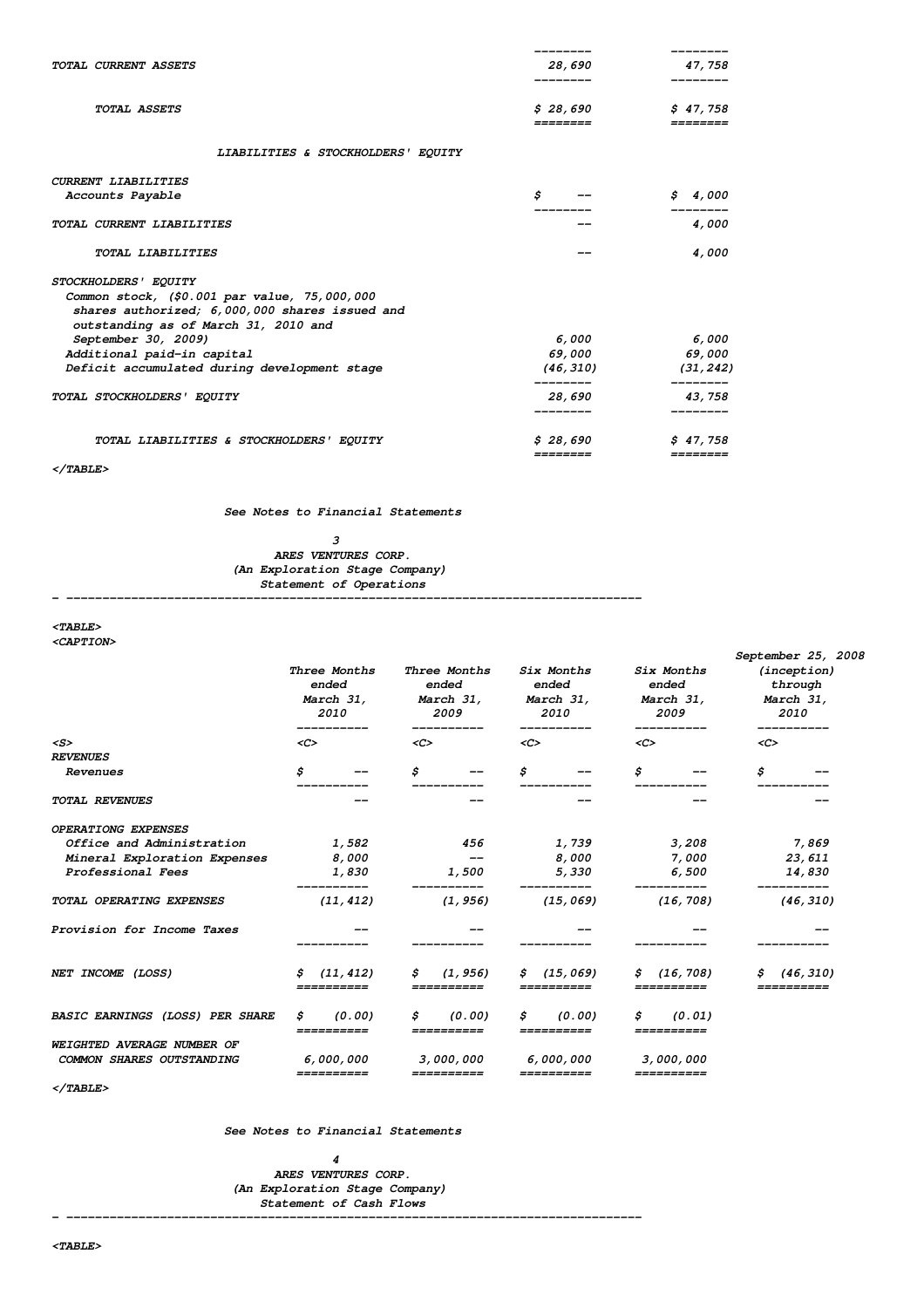| | | |
|---|---|---|
| TOTAL CURRENT ASSETS | 28,690 | 47,758 |
| TOTAL ASSETS | $ 28,690 | $ 47,758 |
| **LIABILITIES & STOCKHOLDERS' EQUITY** | | |
| CURRENT LIABILITIES | | |
| Accounts Payable | $ -- | $ 4,000 |
| TOTAL CURRENT LIABILITIES | -- | 4,000 |
| TOTAL LIABILITIES | -- | 4,000 |
| STOCKHOLDERS' EQUITY | | |
| Common stock, ($0.001 par value, 75,000,000 shares authorized; 6,000,000 shares issued and outstanding as of March 31, 2010 and September 30, 2009) | 6,000 | 6,000 |
| Additional paid-in capital | 69,000 | 69,000 |
| Deficit accumulated during development stage | (46,310) | (31,242) |
| TOTAL STOCKHOLDERS' EQUITY | 28,690 | 43,758 |
| TOTAL LIABILITIES & STOCKHOLDERS' EQUITY | $ 28,690 | $ 47,758 |

See Notes to Financial Statements

ARES VENTURES CORP.
(An Exploration Stage Company)
Statement of Operations

| | Three Months ended March 31, 2010 | Three Months ended March 31, 2009 | Six Months ended March 31, 2010 | Six Months ended March 31, 2009 | September 25, 2008 (inception) through March 31, 2010 |
|---|---|---|---|---|---|
| REVENUES | | | | | |
| Revenues | $ -- | $ -- | $ -- | $ -- | $ -- |
| TOTAL REVENUES | -- | -- | -- | -- | -- |
| OPERATIONG EXPENSES | | | | | |
| Office and Administration | 1,582 | 456 | 1,739 | 3,208 | 7,869 |
| Mineral Exploration Expenses | 8,000 | -- | 8,000 | 7,000 | 23,611 |
| Professional Fees | 1,830 | 1,500 | 5,330 | 6,500 | 14,830 |
| TOTAL OPERATING EXPENSES | (11,412) | (1,956) | (15,069) | (16,708) | (46,310) |
| Provision for Income Taxes | -- | -- | -- | -- | -- |
| NET INCOME (LOSS) | $ (11,412) | $ (1,956) | $ (15,069) | $ (16,708) | $ (46,310) |
| BASIC EARNINGS (LOSS) PER SHARE | $ (0.00) | $ (0.00) | $ (0.00) | $ (0.01) | |
| WEIGHTED AVERAGE NUMBER OF COMMON SHARES OUTSTANDING | 6,000,000 | 3,000,000 | 6,000,000 | 3,000,000 | |

See Notes to Financial Statements

ARES VENTURES CORP.
(An Exploration Stage Company)
Statement of Cash Flows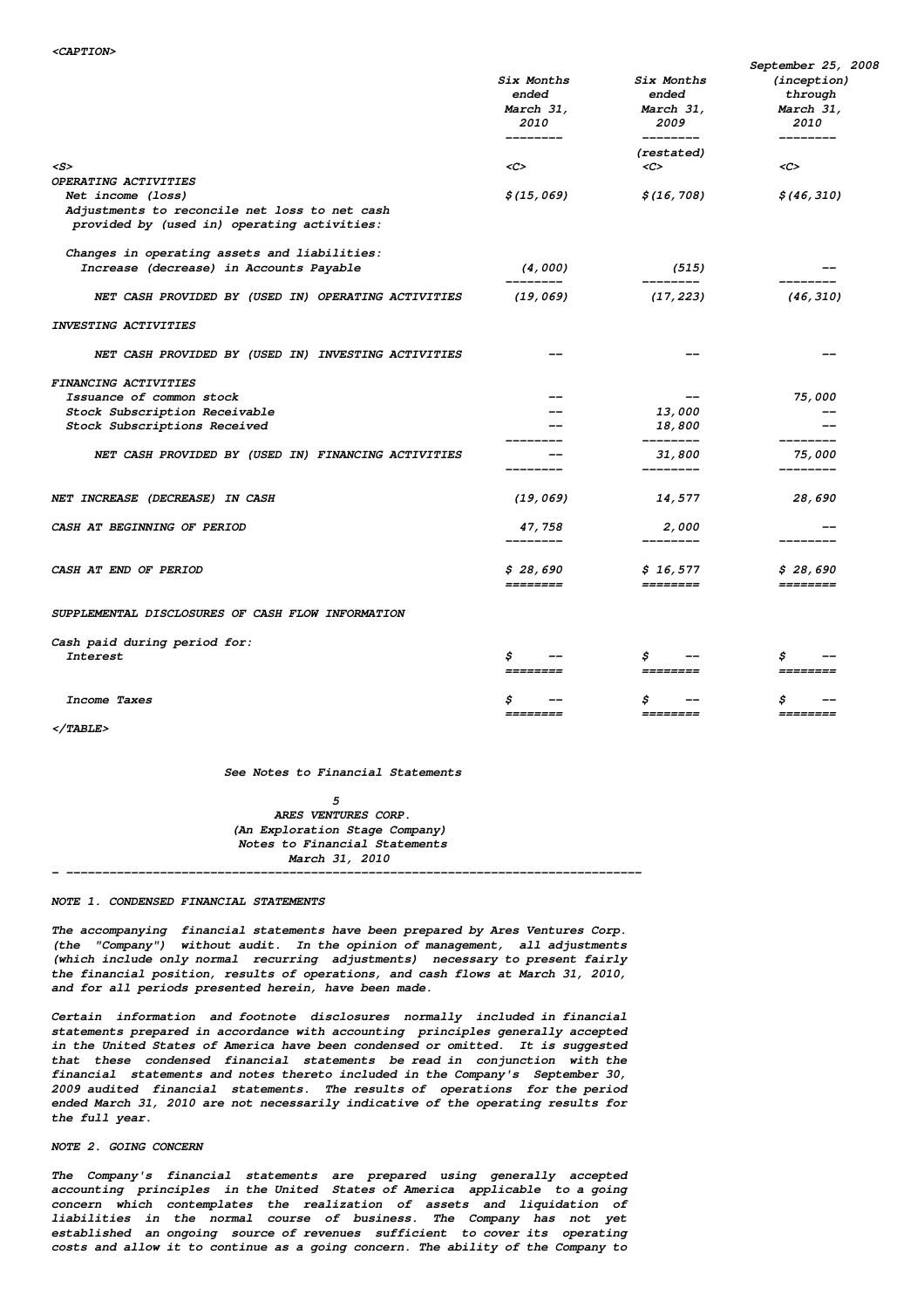| | Six Months ended March 31, 2010 | Six Months ended March 31, 2009 (restated) | September 25, 2008 (inception) through March 31, 2010 |
|---|---|---|---|
| **OPERATING ACTIVITIES** | | | |
| Net income (loss) | $(15,069) | $(16,708) | $(46,310) |
| Adjustments to reconcile net loss to net cash provided by (used in) operating activities: | | | |
| Changes in operating assets and liabilities: | | | |
| Increase (decrease) in Accounts Payable | (4,000) | (515) | -- |
| NET CASH PROVIDED BY (USED IN) OPERATING ACTIVITIES | (19,069) | (17,223) | (46,310) |
| **INVESTING ACTIVITIES** | | | |
| NET CASH PROVIDED BY (USED IN) INVESTING ACTIVITIES | -- | -- | -- |
| **FINANCING ACTIVITIES** | | | |
| Issuance of common stock | -- | -- | 75,000 |
| Stock Subscription Receivable | -- | 13,000 | -- |
| Stock Subscriptions Received | -- | 18,800 | -- |
| NET CASH PROVIDED BY (USED IN) FINANCING ACTIVITIES | -- | 31,800 | 75,000 |
| NET INCREASE (DECREASE) IN CASH | (19,069) | 14,577 | 28,690 |
| CASH AT BEGINNING OF PERIOD | 47,758 | 2,000 | -- |
| CASH AT END OF PERIOD | $ 28,690 | $ 16,577 | $ 28,690 |
| **SUPPLEMENTAL DISCLOSURES OF CASH FLOW INFORMATION** | | | |
| Cash paid during period for: | | | |
| Interest | $ -- | $ -- | $ -- |
| Income Taxes | $ -- | $ -- | $ -- |

See Notes to Financial Statements

**ARES VENTURES CORP.**
**(An Exploration Stage Company)**
**Notes to Financial Statements**
**March 31, 2010**

### NOTE 1. CONDENSED FINANCIAL STATEMENTS

The accompanying financial statements have been prepared by Ares Ventures Corp. (the "Company") without audit. In the opinion of management, all adjustments (which include only normal recurring adjustments) necessary to present fairly the financial position, results of operations, and cash flows at March 31, 2010, and for all periods presented herein, have been made.

Certain information and footnote disclosures normally included in financial statements prepared in accordance with accounting principles generally accepted in the United States of America have been condensed or omitted. It is suggested that these condensed financial statements be read in conjunction with the financial statements and notes thereto included in the Company's September 30, 2009 audited financial statements. The results of operations for the period ended March 31, 2010 are not necessarily indicative of the operating results for the full year.

### NOTE 2. GOING CONCERN

The Company's financial statements are prepared using generally accepted accounting principles in the United States of America applicable to a going concern which contemplates the realization of assets and liquidation of liabilities in the normal course of business. The Company has not yet established an ongoing source of revenues sufficient to cover its operating costs and allow it to continue as a going concern. The ability of the Company to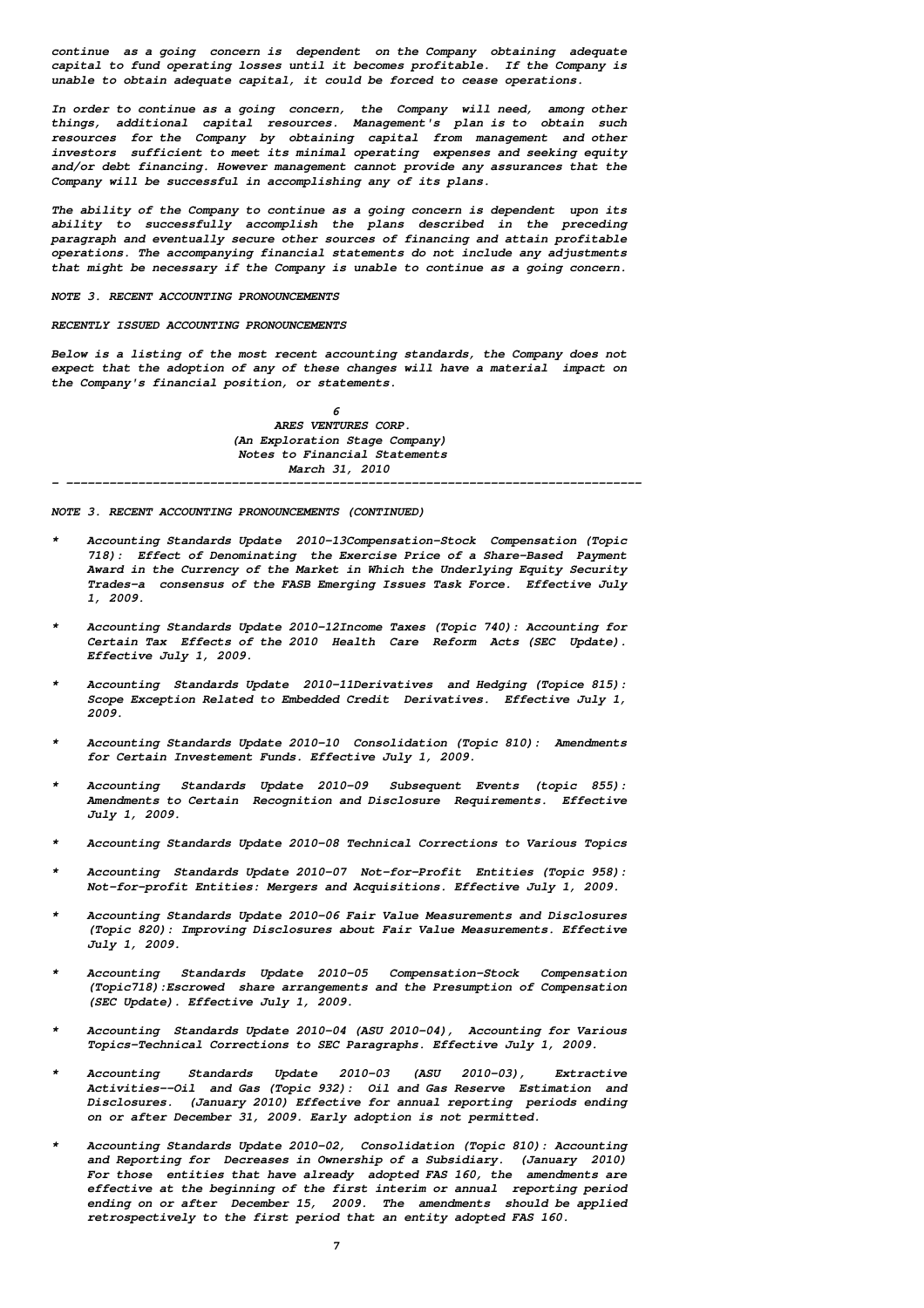*continue as a going concern is dependent on the Company obtaining adequate capital to fund operating losses until it becomes profitable. If the Company is unable to obtain adequate capital, it could be forced to cease operations.*

*In order to continue as a going concern, the Company will need, among other things, additional capital resources. Management's plan is to obtain such resources for the Company by obtaining capital from management and other investors sufficient to meet its minimal operating expenses and seeking equity and/or debt financing. However management cannot provide any assurances that the Company will be successful in accomplishing any of its plans.*

*The ability of the Company to continue as a going concern is dependent upon its ability to successfully accomplish the plans described in the preceding paragraph and eventually secure other sources of financing and attain profitable operations. The accompanying financial statements do not include any adjustments that might be necessary if the Company is unable to continue as a going concern.*

*NOTE 3. RECENT ACCOUNTING PRONOUNCEMENTS*

*RECENTLY ISSUED ACCOUNTING PRONOUNCEMENTS*

*Below is a listing of the most recent accounting standards, the Company does not expect that the adoption of any of these changes will have a material impact on the Company's financial position, or statements.*

*ARES VENTURES CORP.*
*(An Exploration Stage Company)*
*Notes to Financial Statements*
*March 31, 2010*

*NOTE 3. RECENT ACCOUNTING PRONOUNCEMENTS (CONTINUED)*

- *Accounting Standards Update 2010-13Compensation-Stock Compensation (Topic 718): Effect of Denominating the Exercise Price of a Share-Based Payment Award in the Currency of the Market in Which the Underlying Equity Security Trades-a consensus of the FASB Emerging Issues Task Force. Effective July 1, 2009.*

- *Accounting Standards Update 2010-12Income Taxes (Topic 740): Accounting for Certain Tax Effects of the 2010 Health Care Reform Acts (SEC Update). Effective July 1, 2009.*

- *Accounting Standards Update 2010-11Derivatives and Hedging (Topice 815): Scope Exception Related to Embedded Credit Derivatives. Effective July 1, 2009.*

- *Accounting Standards Update 2010-10 Consolidation (Topic 810): Amendments for Certain Investement Funds. Effective July 1, 2009.*

- *Accounting Standards Update 2010-09 Subsequent Events (topic 855): Amendments to Certain Recognition and Disclosure Requirements. Effective July 1, 2009.*

- *Accounting Standards Update 2010-08 Technical Corrections to Various Topics*

- *Accounting Standards Update 2010-07 Not-for-Profit Entities (Topic 958): Not-for-profit Entities: Mergers and Acquisitions. Effective July 1, 2009.*

- *Accounting Standards Update 2010-06 Fair Value Measurements and Disclosures (Topic 820): Improving Disclosures about Fair Value Measurements. Effective July 1, 2009.*

- *Accounting Standards Update 2010-05 Compensation-Stock Compensation (Topic718):Escrowed share arrangements and the Presumption of Compensation (SEC Update). Effective July 1, 2009.*

- *Accounting Standards Update 2010-04 (ASU 2010-04), Accounting for Various Topics-Technical Corrections to SEC Paragraphs. Effective July 1, 2009.*

- *Accounting Standards Update 2010-03 (ASU 2010-03), Extractive Activities--Oil and Gas (Topic 932): Oil and Gas Reserve Estimation and Disclosures. (January 2010) Effective for annual reporting periods ending on or after December 31, 2009. Early adoption is not permitted.*

- *Accounting Standards Update 2010-02, Consolidation (Topic 810): Accounting and Reporting for Decreases in Ownership of a Subsidiary. (January 2010) For those entities that have already adopted FAS 160, the amendments are effective at the beginning of the first interim or annual reporting period ending on or after December 15, 2009. The amendments should be applied retrospectively to the first period that an entity adopted FAS 160.*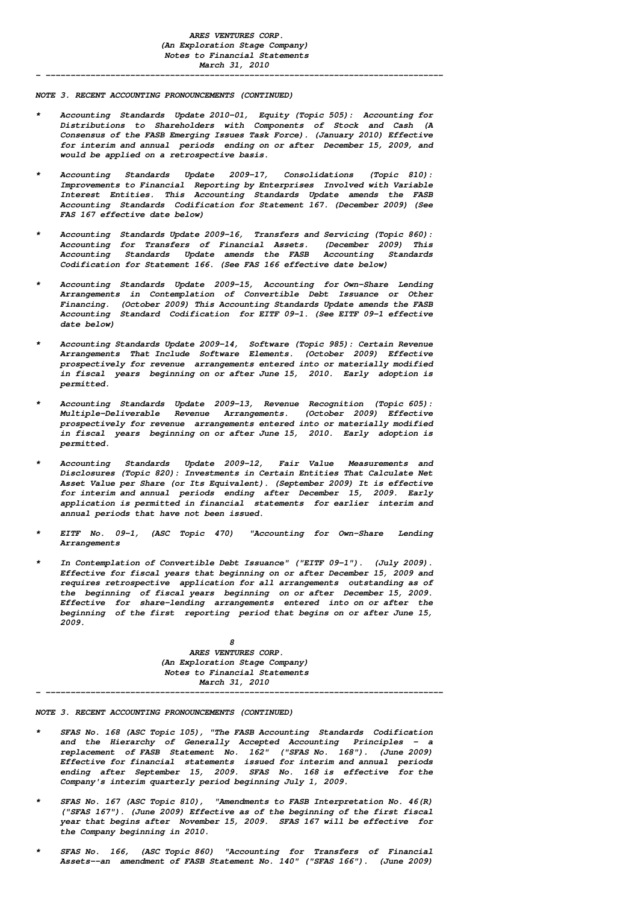NOTE 3. RECENT ACCOUNTING PRONOUNCEMENTS (CONTINUED)

* Accounting Standards Update 2010-01, Equity (Topic 505): Accounting for Distributions to Shareholders with Components of Stock and Cash (A Consensus of the FASB Emerging Issues Task Force). (January 2010) Effective for interim and annual periods ending on or after December 15, 2009, and would be applied on a retrospective basis.

* Accounting Standards Update 2009-17, Consolidations (Topic 810): Improvements to Financial Reporting by Enterprises Involved with Variable Interest Entities. This Accounting Standards Update amends the FASB Accounting Standards Codification for Statement 167. (December 2009) (See FAS 167 effective date below)

* Accounting Standards Update 2009-16, Transfers and Servicing (Topic 860): Accounting for Transfers of Financial Assets. (December 2009) This Accounting Standards Update amends the FASB Accounting Standards Codification for Statement 166. (See FAS 166 effective date below)

* Accounting Standards Update 2009-15, Accounting for Own-Share Lending Arrangements in Contemplation of Convertible Debt Issuance or Other Financing. (October 2009) This Accounting Standards Update amends the FASB Accounting Standard Codification for EITF 09-1. (See EITF 09-1 effective date below)

* Accounting Standards Update 2009-14, Software (Topic 985): Certain Revenue Arrangements That Include Software Elements. (October 2009) Effective prospectively for revenue arrangements entered into or materially modified in fiscal years beginning on or after June 15, 2010. Early adoption is permitted.

* Accounting Standards Update 2009-13, Revenue Recognition (Topic 605): Multiple-Deliverable Revenue Arrangements. (October 2009) Effective prospectively for revenue arrangements entered into or materially modified in fiscal years beginning on or after June 15, 2010. Early adoption is permitted.

* Accounting Standards Update 2009-12, Fair Value Measurements and Disclosures (Topic 820): Investments in Certain Entities That Calculate Net Asset Value per Share (or Its Equivalent). (September 2009) It is effective for interim and annual periods ending after December 15, 2009. Early application is permitted in financial statements for earlier interim and annual periods that have not been issued.

* EITF No. 09-1, (ASC Topic 470) "Accounting for Own-Share Lending Arrangements

* In Contemplation of Convertible Debt Issuance" ("EITF 09-1"). (July 2009). Effective for fiscal years that beginning on or after December 15, 2009 and requires retrospective application for all arrangements outstanding as of the beginning of fiscal years beginning on or after December 15, 2009. Effective for share-lending arrangements entered into on or after the beginning of the first reporting period that begins on or after June 15, 2009.

NOTE 3. RECENT ACCOUNTING PRONOUNCEMENTS (CONTINUED)

* SFAS No. 168 (ASC Topic 105), "The FASB Accounting Standards Codification and the Hierarchy of Generally Accepted Accounting Principles - a replacement of FASB Statement No. 162" ("SFAS No. 168"). (June 2009) Effective for financial statements issued for interim and annual periods ending after September 15, 2009. SFAS No. 168 is effective for the Company's interim quarterly period beginning July 1, 2009.

* SFAS No. 167 (ASC Topic 810), "Amendments to FASB Interpretation No. 46(R) ("SFAS 167"). (June 2009) Effective as of the beginning of the first fiscal year that begins after November 15, 2009. SFAS 167 will be effective for the Company beginning in 2010.

* SFAS No. 166, (ASC Topic 860) "Accounting for Transfers of Financial Assets--an amendment of FASB Statement No. 140" ("SFAS 166"). (June 2009)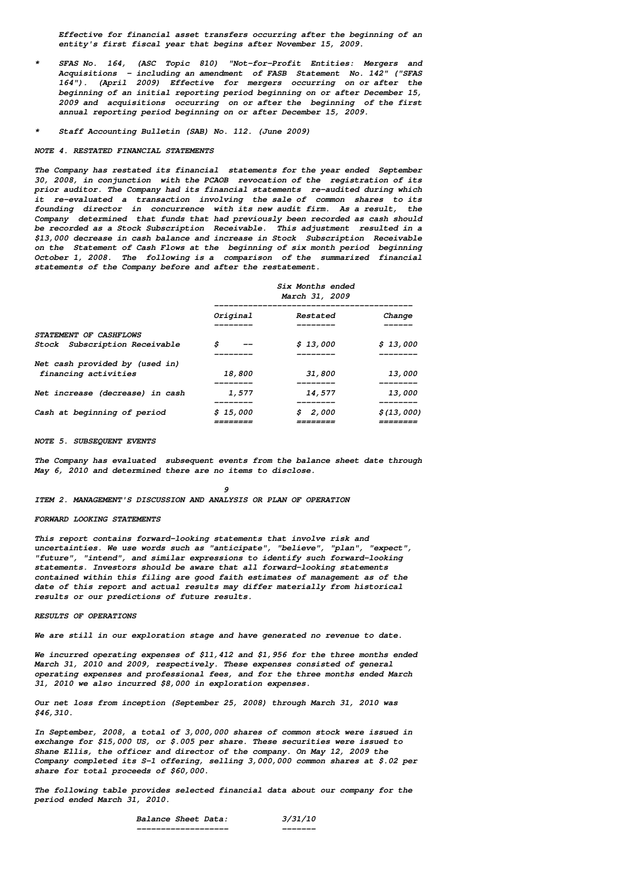Effective for financial asset transfers occurring after the beginning of an entity's first fiscal year that begins after November 15, 2009.

* SFAS No. 164, (ASC Topic 810) "Not-for-Profit Entities: Mergers and Acquisitions - including an amendment of FASB Statement No. 142" ("SFAS 164"). (April 2009) Effective for mergers occurring on or after the beginning of an initial reporting period beginning on or after December 15, 2009 and acquisitions occurring on or after the beginning of the first annual reporting period beginning on or after December 15, 2009.

* Staff Accounting Bulletin (SAB) No. 112. (June 2009)

NOTE 4. RESTATED FINANCIAL STATEMENTS

The Company has restated its financial statements for the year ended September 30, 2008, in conjunction with the PCAOB revocation of the registration of its prior auditor. The Company had its financial statements re-audited during which it re-evaluated a transaction involving the sale of common shares to its founding director in concurrence with its new audit firm. As a result, the Company determined that funds that had previously been recorded as cash should be recorded as a Stock Subscription Receivable. This adjustment resulted in a $13,000 decrease in cash balance and increase in Stock Subscription Receivable on the Statement of Cash Flows at the beginning of six month period beginning October 1, 2008. The following is a comparison of the summarized financial statements of the Company before and after the restatement.

| | Six Months ended March 31, 2009 | | |
|---|---|---|---|
| | Original | Restated | Change |
| STATEMENT OF CASHFLOWS | | | |
| Stock Subscription Receivable | $ -- | $ 13,000 | $ 13,000 |
| Net cash provided by (used in) financing activities | 18,800 | 31,800 | 13,000 |
| Net increase (decrease) in cash | 1,577 | 14,577 | 13,000 |
| Cash at beginning of period | $ 15,000 | $ 2,000 | $(13,000) |

NOTE 5. SUBSEQUENT EVENTS

The Company has evaluated subsequent events from the balance sheet date through May 6, 2010 and determined there are no items to disclose.

ITEM 2. MANAGEMENT'S DISCUSSION AND ANALYSIS OR PLAN OF OPERATION

FORWARD LOOKING STATEMENTS

This report contains forward-looking statements that involve risk and uncertainties. We use words such as "anticipate", "believe", "plan", "expect", "future", "intend", and similar expressions to identify such forward-looking statements. Investors should be aware that all forward-looking statements contained within this filing are good faith estimates of management as of the date of this report and actual results may differ materially from historical results or our predictions of future results.

RESULTS OF OPERATIONS

We are still in our exploration stage and have generated no revenue to date.

We incurred operating expenses of $11,412 and $1,956 for the three months ended March 31, 2010 and 2009, respectively. These expenses consisted of general operating expenses and professional fees, and for the three months ended March 31, 2010 we also incurred $8,000 in exploration expenses.

Our net loss from inception (September 25, 2008) through March 31, 2010 was $46,310.

In September, 2008, a total of 3,000,000 shares of common stock were issued in exchange for $15,000 US, or $.005 per share. These securities were issued to Shane Ellis, the officer and director of the company. On May 12, 2009 the Company completed its S-1 offering, selling 3,000,000 common shares at $.02 per share for total proceeds of $60,000.

The following table provides selected financial data about our company for the period ended March 31, 2010.

| Balance Sheet Data: | 3/31/10 |
|---|---|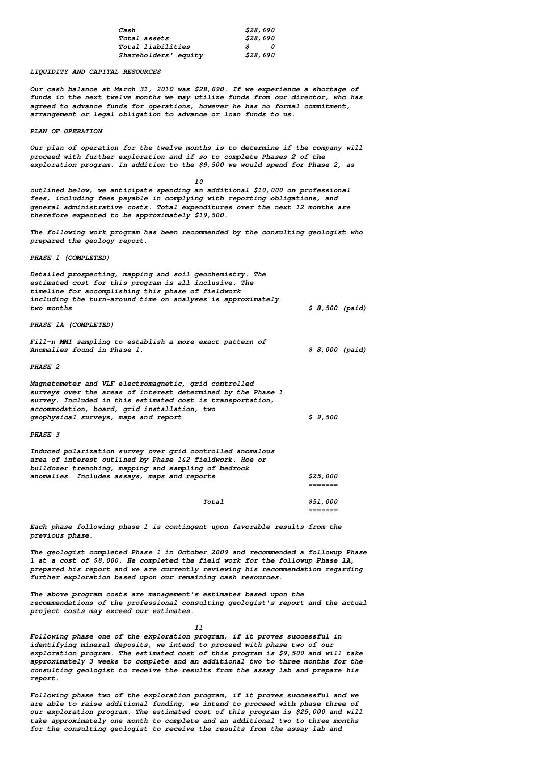| | |
|---|---|
| Cash | $28,690 |
| Total assets | $28,690 |
| Total liabilities | $ 0 |
| Shareholders' equity | $28,690 |

## LIQUIDITY AND CAPITAL RESOURCES

Our cash balance at March 31, 2010 was $28,690. If we experience a shortage of funds in the next twelve months we may utilize funds from our director, who has agreed to advance funds for operations, however he has no formal commitment, arrangement or legal obligation to advance or loan funds to us.

## PLAN OF OPERATION

Our plan of operation for the twelve months is to determine if the company will proceed with further exploration and if so to complete Phases 2 of the exploration program. In addition to the $9,500 we would spend for Phase 2, as outlined below, we anticipate spending an additional $10,000 on professional fees, including fees payable in complying with reporting obligations, and general administrative costs. Total expenditures over the next 12 months are therefore expected to be approximately $19,500.

The following work program has been recommended by the consulting geologist who prepared the geology report.

**PHASE 1 (COMPLETED)**

| | |
|---|---|
| Detailed prospecting, mapping and soil geochemistry. The estimated cost for this program is all inclusive. The timeline for accomplishing this phase of fieldwork including the turn-around time on analyses is approximately two months | $ 8,500 (paid) |

**PHASE 1A (COMPLETED)**

| | |
|---|---|
| Fill-n MMI sampling to establish a more exact pattern of Anomalies found in Phase 1. | $ 8,000 (paid) |

**PHASE 2**

| | |
|---|---|
| Magnetometer and VLF electromagnetic, grid controlled surveys over the areas of interest determined by the Phase 1 survey. Included in this estimated cost is transportation, accommodation, board, grid installation, two geophysical surveys, maps and report | $ 9,500 |

**PHASE 3**

| | |
|---|---|
| Induced polarization survey over grid controlled anomalous area of interest outlined by Phase 1&2 fieldwork. Hoe or bulldozer trenching, mapping and sampling of bedrock anomalies. Includes assays, maps and reports | $25,000 |
| Total | $51,000 |

Each phase following phase 1 is contingent upon favorable results from the previous phase.

The geologist completed Phase 1 in October 2009 and recommended a followup Phase 1 at a cost of $8,000. He completed the field work for the followup Phase 1A, prepared his report and we are currently reviewing his recommendation regarding further exploration based upon our remaining cash resources.

The above program costs are management's estimates based upon the recommendations of the professional consulting geologist's report and the actual project costs may exceed our estimates.

Following phase one of the exploration program, if it proves successful in identifying mineral deposits, we intend to proceed with phase two of our exploration program. The estimated cost of this program is $9,500 and will take approximately 3 weeks to complete and an additional two to three months for the consulting geologist to receive the results from the assay lab and prepare his report.

Following phase two of the exploration program, if it proves successful and we are able to raise additional funding, we intend to proceed with phase three of our exploration program. The estimated cost of this program is $25,000 and will take approximately one month to complete and an additional two to three months for the consulting geologist to receive the results from the assay lab and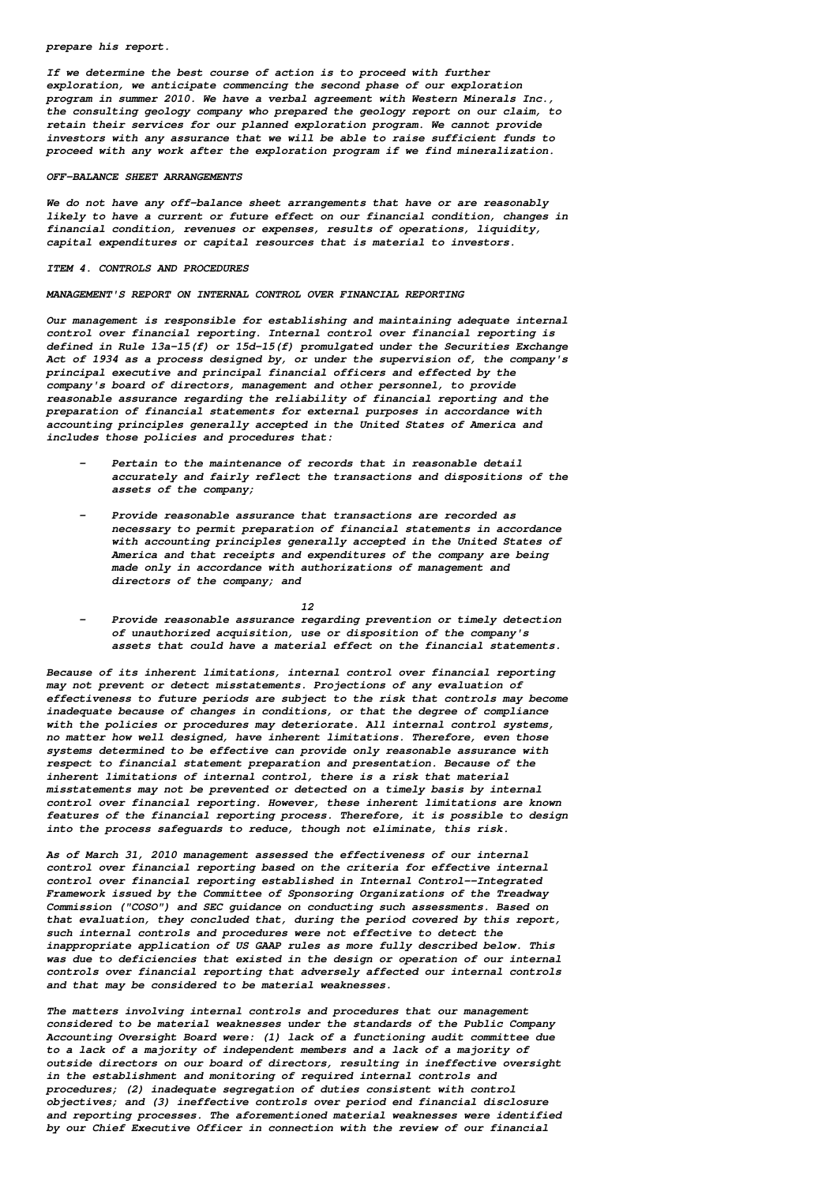*prepare his report.*

*If we determine the best course of action is to proceed with further exploration, we anticipate commencing the second phase of our exploration program in summer 2010. We have a verbal agreement with Western Minerals Inc., the consulting geology company who prepared the geology report on our claim, to retain their services for our planned exploration program. We cannot provide investors with any assurance that we will be able to raise sufficient funds to proceed with any work after the exploration program if we find mineralization.*

### *OFF-BALANCE SHEET ARRANGEMENTS*

*We do not have any off-balance sheet arrangements that have or are reasonably likely to have a current or future effect on our financial condition, changes in financial condition, revenues or expenses, results of operations, liquidity, capital expenditures or capital resources that is material to investors.*

## *ITEM 4. CONTROLS AND PROCEDURES*

### *MANAGEMENT'S REPORT ON INTERNAL CONTROL OVER FINANCIAL REPORTING*

*Our management is responsible for establishing and maintaining adequate internal control over financial reporting. Internal control over financial reporting is defined in Rule 13a-15(f) or 15d-15(f) promulgated under the Securities Exchange Act of 1934 as a process designed by, or under the supervision of, the company's principal executive and principal financial officers and effected by the company's board of directors, management and other personnel, to provide reasonable assurance regarding the reliability of financial reporting and the preparation of financial statements for external purposes in accordance with accounting principles generally accepted in the United States of America and includes those policies and procedures that:*

- *Pertain to the maintenance of records that in reasonable detail accurately and fairly reflect the transactions and dispositions of the assets of the company;*

- *Provide reasonable assurance that transactions are recorded as necessary to permit preparation of financial statements in accordance with accounting principles generally accepted in the United States of America and that receipts and expenditures of the company are being made only in accordance with authorizations of management and directors of the company; and*

- *Provide reasonable assurance regarding prevention or timely detection of unauthorized acquisition, use or disposition of the company's assets that could have a material effect on the financial statements.*

*Because of its inherent limitations, internal control over financial reporting may not prevent or detect misstatements. Projections of any evaluation of effectiveness to future periods are subject to the risk that controls may become inadequate because of changes in conditions, or that the degree of compliance with the policies or procedures may deteriorate. All internal control systems, no matter how well designed, have inherent limitations. Therefore, even those systems determined to be effective can provide only reasonable assurance with respect to financial statement preparation and presentation. Because of the inherent limitations of internal control, there is a risk that material misstatements may not be prevented or detected on a timely basis by internal control over financial reporting. However, these inherent limitations are known features of the financial reporting process. Therefore, it is possible to design into the process safeguards to reduce, though not eliminate, this risk.*

*As of March 31, 2010 management assessed the effectiveness of our internal control over financial reporting based on the criteria for effective internal control over financial reporting established in Internal Control--Integrated Framework issued by the Committee of Sponsoring Organizations of the Treadway Commission ("COSO") and SEC guidance on conducting such assessments. Based on that evaluation, they concluded that, during the period covered by this report, such internal controls and procedures were not effective to detect the inappropriate application of US GAAP rules as more fully described below. This was due to deficiencies that existed in the design or operation of our internal controls over financial reporting that adversely affected our internal controls and that may be considered to be material weaknesses.*

*The matters involving internal controls and procedures that our management considered to be material weaknesses under the standards of the Public Company Accounting Oversight Board were: (1) lack of a functioning audit committee due to a lack of a majority of independent members and a lack of a majority of outside directors on our board of directors, resulting in ineffective oversight in the establishment and monitoring of required internal controls and procedures; (2) inadequate segregation of duties consistent with control objectives; and (3) ineffective controls over period end financial disclosure and reporting processes. The aforementioned material weaknesses were identified by our Chief Executive Officer in connection with the review of our financial*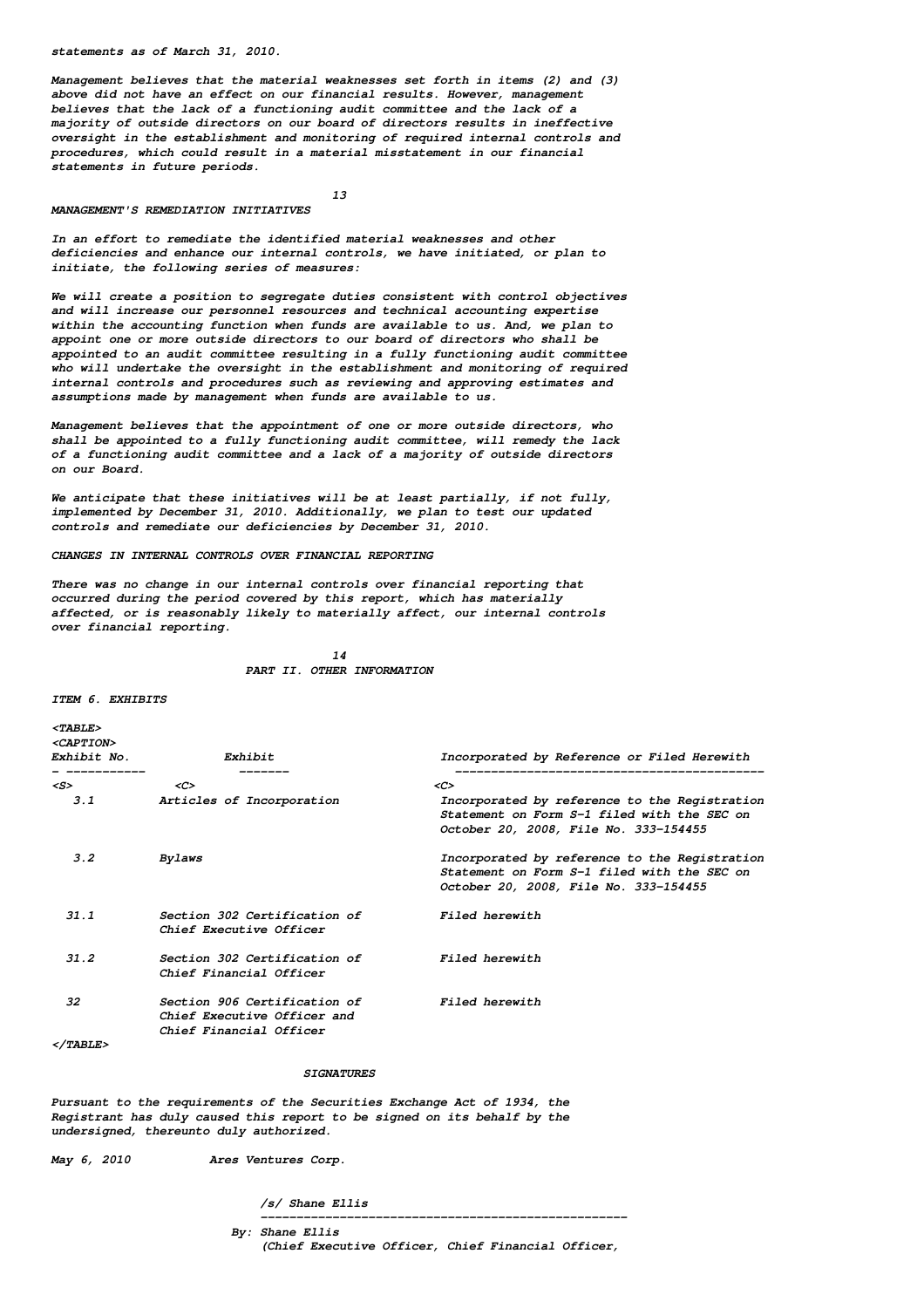statements as of March 31, 2010.

Management believes that the material weaknesses set forth in items (2) and (3) above did not have an effect on our financial results. However, management believes that the lack of a functioning audit committee and the lack of a majority of outside directors on our board of directors results in ineffective oversight in the establishment and monitoring of required internal controls and procedures, which could result in a material misstatement in our financial statements in future periods.

### MANAGEMENT'S REMEDIATION INITIATIVES

In an effort to remediate the identified material weaknesses and other deficiencies and enhance our internal controls, we have initiated, or plan to initiate, the following series of measures:

We will create a position to segregate duties consistent with control objectives and will increase our personnel resources and technical accounting expertise within the accounting function when funds are available to us. And, we plan to appoint one or more outside directors to our board of directors who shall be appointed to an audit committee resulting in a fully functioning audit committee who will undertake the oversight in the establishment and monitoring of required internal controls and procedures such as reviewing and approving estimates and assumptions made by management when funds are available to us.

Management believes that the appointment of one or more outside directors, who shall be appointed to a fully functioning audit committee, will remedy the lack of a functioning audit committee and a lack of a majority of outside directors on our Board.

We anticipate that these initiatives will be at least partially, if not fully, implemented by December 31, 2010. Additionally, we plan to test our updated controls and remediate our deficiencies by December 31, 2010.

### CHANGES IN INTERNAL CONTROLS OVER FINANCIAL REPORTING

There was no change in our internal controls over financial reporting that occurred during the period covered by this report, which has materially affected, or is reasonably likely to materially affect, our internal controls over financial reporting.

## PART II. OTHER INFORMATION

### ITEM 6. EXHIBITS

| Exhibit No. | Exhibit | Incorporated by Reference or Filed Herewith |
|---|---|---|
| 3.1 | Articles of Incorporation | Incorporated by reference to the Registration Statement on Form S-1 filed with the SEC on October 20, 2008, File No. 333-154455 |
| 3.2 | Bylaws | Incorporated by reference to the Registration Statement on Form S-1 filed with the SEC on October 20, 2008, File No. 333-154455 |
| 31.1 | Section 302 Certification of Chief Executive Officer | Filed herewith |
| 31.2 | Section 302 Certification of Chief Financial Officer | Filed herewith |
| 32 | Section 906 Certification of Chief Executive Officer and Chief Financial Officer | Filed herewith |

## SIGNATURES

Pursuant to the requirements of the Securities Exchange Act of 1934, the Registrant has duly caused this report to be signed on its behalf by the undersigned, thereunto duly authorized.

May 6, 2010 Ares Ventures Corp.

/s/ Shane Ellis

---

By: Shane Ellis
(Chief Executive Officer, Chief Financial Officer,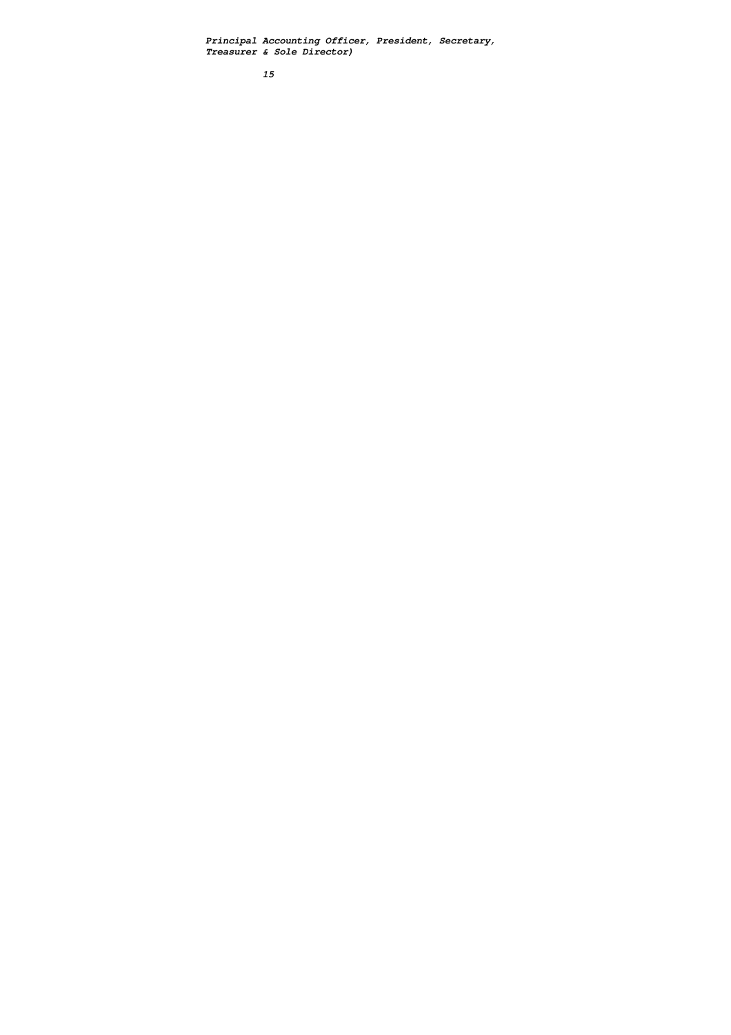*Principal Accounting Officer, President, Secretary, Treasurer & Sole Director)*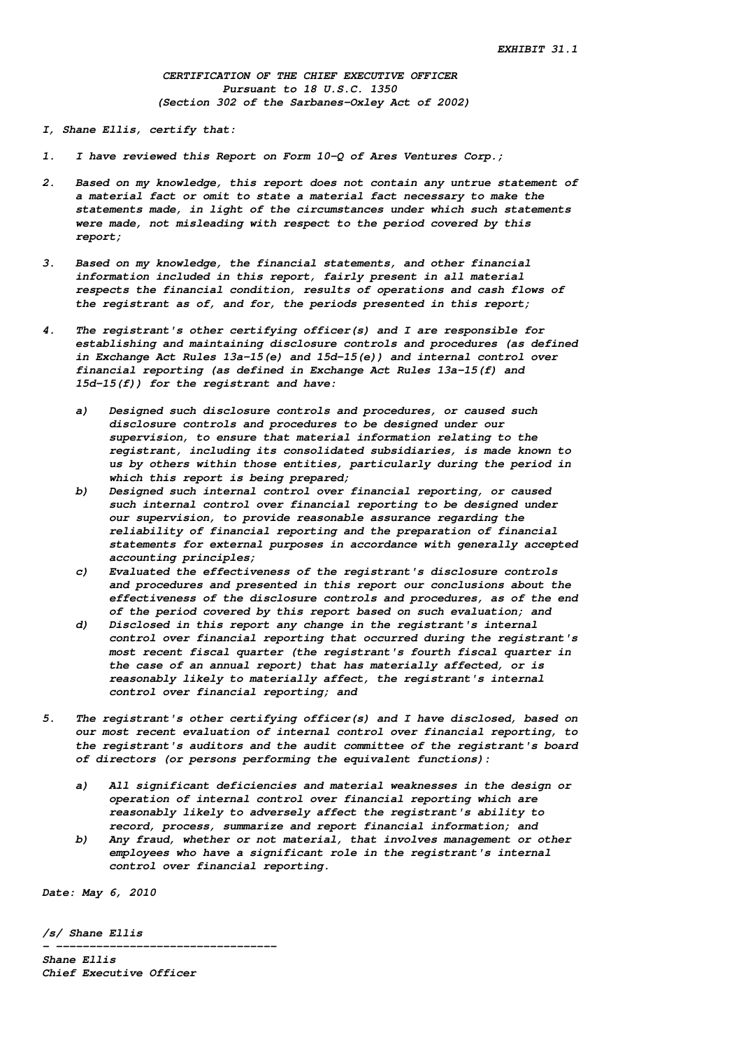EXHIBIT 31.1

**CERTIFICATION OF THE CHIEF EXECUTIVE OFFICER**
**Pursuant to 18 U.S.C. 1350**
**(Section 302 of the Sarbanes-Oxley Act of 2002)**

I, Shane Ellis, certify that:

1. I have reviewed this Report on Form 10-Q of Ares Ventures Corp.;

2. Based on my knowledge, this report does not contain any untrue statement of a material fact or omit to state a material fact necessary to make the statements made, in light of the circumstances under which such statements were made, not misleading with respect to the period covered by this report;

3. Based on my knowledge, the financial statements, and other financial information included in this report, fairly present in all material respects the financial condition, results of operations and cash flows of the registrant as of, and for, the periods presented in this report;

4. The registrant's other certifying officer(s) and I are responsible for establishing and maintaining disclosure controls and procedures (as defined in Exchange Act Rules 13a-15(e) and 15d-15(e)) and internal control over financial reporting (as defined in Exchange Act Rules 13a-15(f) and 15d-15(f)) for the registrant and have:

   a) Designed such disclosure controls and procedures, or caused such disclosure controls and procedures to be designed under our supervision, to ensure that material information relating to the registrant, including its consolidated subsidiaries, is made known to us by others within those entities, particularly during the period in which this report is being prepared;
   b) Designed such internal control over financial reporting, or caused such internal control over financial reporting to be designed under our supervision, to provide reasonable assurance regarding the reliability of financial reporting and the preparation of financial statements for external purposes in accordance with generally accepted accounting principles;
   c) Evaluated the effectiveness of the registrant's disclosure controls and procedures and presented in this report our conclusions about the effectiveness of the disclosure controls and procedures, as of the end of the period covered by this report based on such evaluation; and
   d) Disclosed in this report any change in the registrant's internal control over financial reporting that occurred during the registrant's most recent fiscal quarter (the registrant's fourth fiscal quarter in the case of an annual report) that has materially affected, or is reasonably likely to materially affect, the registrant's internal control over financial reporting; and

5. The registrant's other certifying officer(s) and I have disclosed, based on our most recent evaluation of internal control over financial reporting, to the registrant's auditors and the audit committee of the registrant's board of directors (or persons performing the equivalent functions):

   a) All significant deficiencies and material weaknesses in the design or operation of internal control over financial reporting which are reasonably likely to adversely affect the registrant's ability to record, process, summarize and report financial information; and
   b) Any fraud, whether or not material, that involves management or other employees who have a significant role in the registrant's internal control over financial reporting.

Date: May 6, 2010

/s/ Shane Ellis

---

Shane Ellis
Chief Executive Officer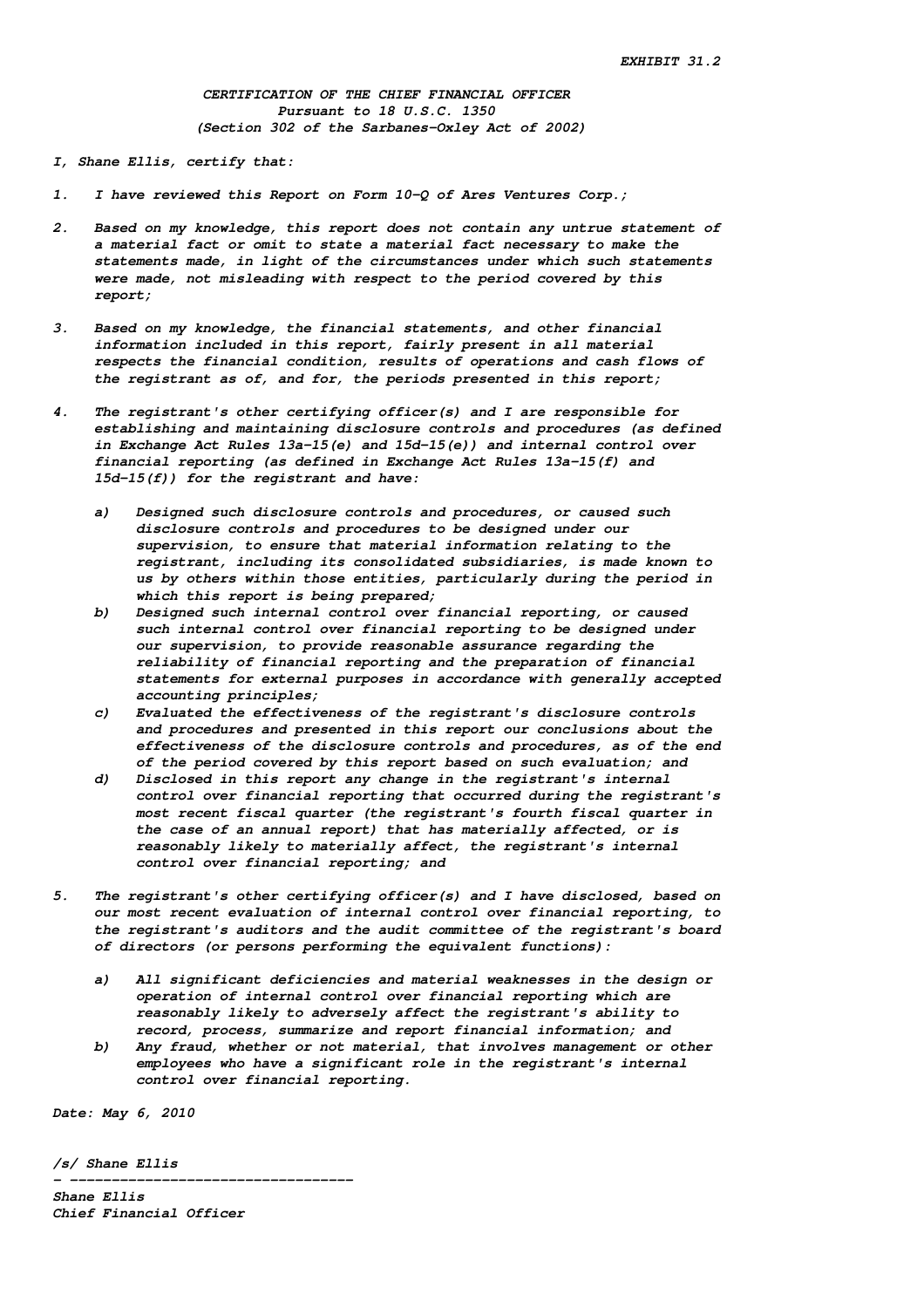EXHIBIT 31.2

**CERTIFICATION OF THE CHIEF FINANCIAL OFFICER**
**Pursuant to 18 U.S.C. 1350**
**(Section 302 of the Sarbanes-Oxley Act of 2002)**

I, Shane Ellis, certify that:

1. I have reviewed this Report on Form 10-Q of Ares Ventures Corp.;

2. Based on my knowledge, this report does not contain any untrue statement of a material fact or omit to state a material fact necessary to make the statements made, in light of the circumstances under which such statements were made, not misleading with respect to the period covered by this report;

3. Based on my knowledge, the financial statements, and other financial information included in this report, fairly present in all material respects the financial condition, results of operations and cash flows of the registrant as of, and for, the periods presented in this report;

4. The registrant's other certifying officer(s) and I are responsible for establishing and maintaining disclosure controls and procedures (as defined in Exchange Act Rules 13a-15(e) and 15d-15(e)) and internal control over financial reporting (as defined in Exchange Act Rules 13a-15(f) and 15d-15(f)) for the registrant and have:

   a) Designed such disclosure controls and procedures, or caused such disclosure controls and procedures to be designed under our supervision, to ensure that material information relating to the registrant, including its consolidated subsidiaries, is made known to us by others within those entities, particularly during the period in which this report is being prepared;
   b) Designed such internal control over financial reporting, or caused such internal control over financial reporting to be designed under our supervision, to provide reasonable assurance regarding the reliability of financial reporting and the preparation of financial statements for external purposes in accordance with generally accepted accounting principles;
   c) Evaluated the effectiveness of the registrant's disclosure controls and procedures and presented in this report our conclusions about the effectiveness of the disclosure controls and procedures, as of the end of the period covered by this report based on such evaluation; and
   d) Disclosed in this report any change in the registrant's internal control over financial reporting that occurred during the registrant's most recent fiscal quarter (the registrant's fourth fiscal quarter in the case of an annual report) that has materially affected, or is reasonably likely to materially affect, the registrant's internal control over financial reporting; and

5. The registrant's other certifying officer(s) and I have disclosed, based on our most recent evaluation of internal control over financial reporting, to the registrant's auditors and the audit committee of the registrant's board of directors (or persons performing the equivalent functions):

   a) All significant deficiencies and material weaknesses in the design or operation of internal control over financial reporting which are reasonably likely to adversely affect the registrant's ability to record, process, summarize and report financial information; and
   b) Any fraud, whether or not material, that involves management or other employees who have a significant role in the registrant's internal control over financial reporting.

Date: May 6, 2010

/s/ Shane Ellis
- ----------------------------------
Shane Ellis
Chief Financial Officer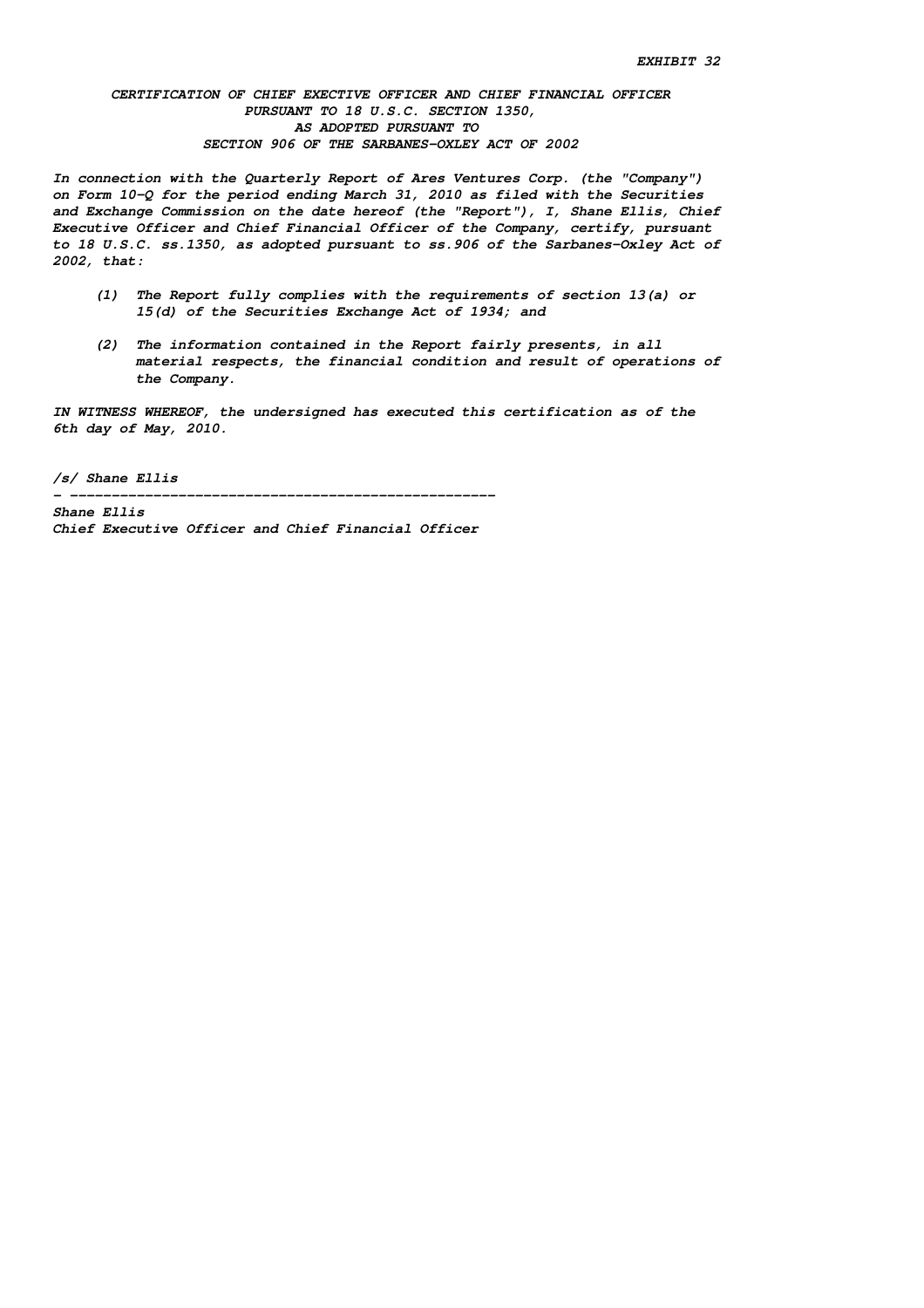EXHIBIT 32

**CERTIFICATION OF CHIEF EXECUTIVE OFFICER AND CHIEF FINANCIAL OFFICER PURSUANT TO 18 U.S.C. SECTION 1350, AS ADOPTED PURSUANT TO SECTION 906 OF THE SARBANES-OXLEY ACT OF 2002**

In connection with the Quarterly Report of Ares Ventures Corp. (the "Company") on Form 10-Q for the period ending March 31, 2010 as filed with the Securities and Exchange Commission on the date hereof (the "Report"), I, Shane Ellis, Chief Executive Officer and Chief Financial Officer of the Company, certify, pursuant to 18 U.S.C. ss.1350, as adopted pursuant to ss.906 of the Sarbanes-Oxley Act of 2002, that:

(1) The Report fully complies with the requirements of section 13(a) or 15(d) of the Securities Exchange Act of 1934; and

(2) The information contained in the Report fairly presents, in all material respects, the financial condition and result of operations of the Company.

IN WITNESS WHEREOF, the undersigned has executed this certification as of the 6th day of May, 2010.

/s/ Shane Ellis

---

Shane Ellis
Chief Executive Officer and Chief Financial Officer